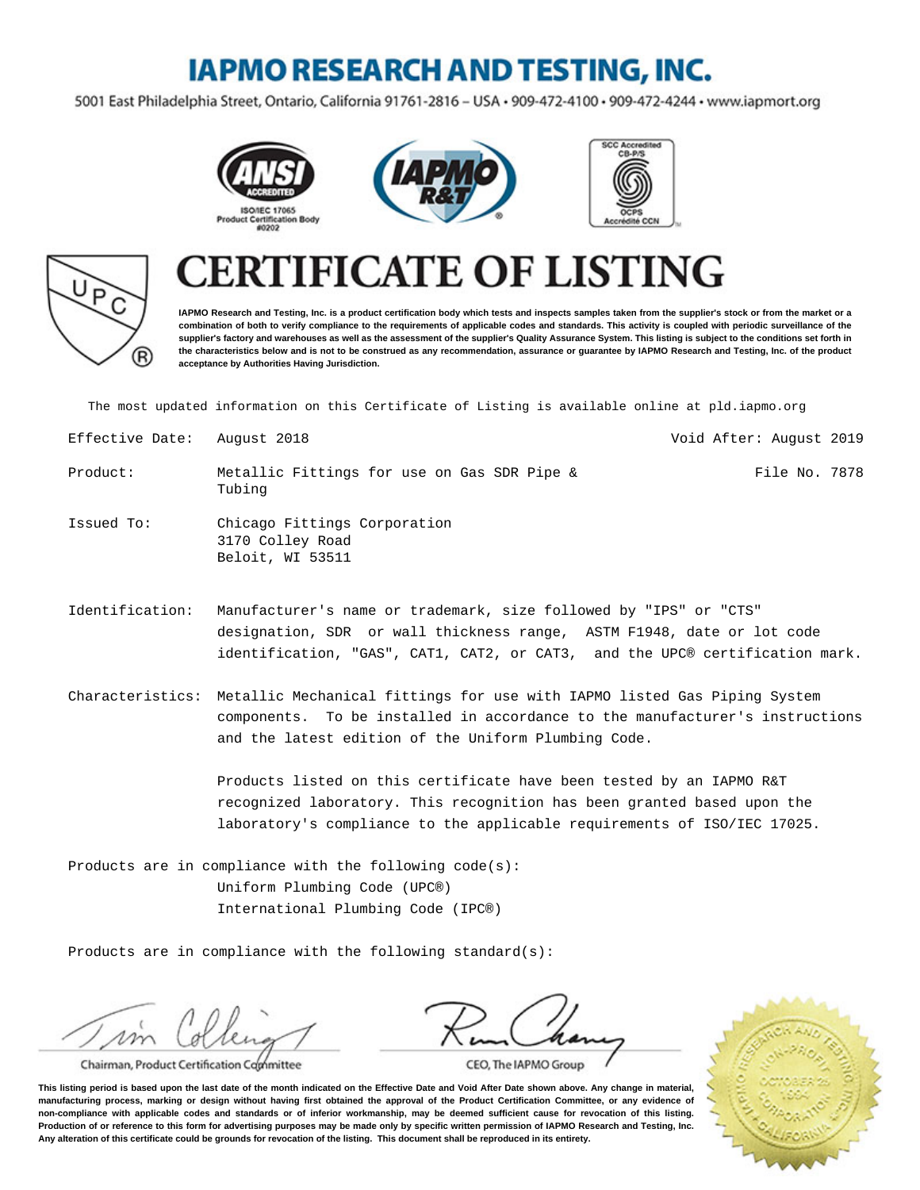# IAPMO RESEARCH AND TESTING, INC.

5001 East Philadelphia Street, Ontario, California 91761-2816 – USA • 909-472-4100 • 909-472-4244 • www.iapmort.org

ANSI ACCREDITED ISO/IEC 17065 Product Certification Body #0202

SCC Accredited CB-P/S OCPS Accrédité CCN

# CERTIFICATE OF LISTING

**IAPMO Research and Testing, Inc. is a product certification body which tests and inspects samples taken from the supplier's stock or from the market or a combination of both to verify compliance to the requirements of applicable codes and standards. This activity is coupled with periodic surveillance of the supplier's factory and warehouses as well as the assessment of the supplier's Quality Assurance System. This listing is subject to the conditions set forth in the characteristics below and is not to be construed as any recommendation, assurance or guarantee by IAPMO Research and Testing, Inc. of the product acceptance by Authorities Having Jurisdiction.**

The most updated information on this Certificate of Listing is available online at pld.iapmo.org

Effective Date: August 2018 — Void After: August 2019

Product: Metallic Fittings for use on Gas SDR Pipe & Tubing — File No. 7878

Issued To: Chicago Fittings Corporation
3170 Colley Road
Beloit, WI 53511

Identification: Manufacturer's name or trademark, size followed by "IPS" or "CTS" designation, SDR or wall thickness range, ASTM F1948, date or lot code identification, "GAS", CAT1, CAT2, or CAT3, and the UPC® certification mark.

Characteristics: Metallic Mechanical fittings for use with IAPMO listed Gas Piping System components. To be installed in accordance to the manufacturer's instructions and the latest edition of the Uniform Plumbing Code.

Products listed on this certificate have been tested by an IAPMO R&T recognized laboratory. This recognition has been granted based upon the laboratory's compliance to the applicable requirements of ISO/IEC 17025.

Products are in compliance with the following code(s):
Uniform Plumbing Code (UPC®)
International Plumbing Code (IPC®)

Products are in compliance with the following standard(s):

Chairman, Product Certification Committee

CEO, The IAPMO Group

**This listing period is based upon the last date of the month indicated on the Effective Date and Void After Date shown above. Any change in material, manufacturing process, marking or design without having first obtained the approval of the Product Certification Committee, or any evidence of non-compliance with applicable codes and standards or of inferior workmanship, may be deemed sufficient cause for revocation of this listing. Production of or reference to this form for advertising purposes may be made only by specific written permission of IAPMO Research and Testing, Inc. Any alteration of this certificate could be grounds for revocation of the listing. This document shall be reproduced in its entirety.**

IAPMO Research and Testing, Inc. Non-Profit Corporation, October 25, 1994, California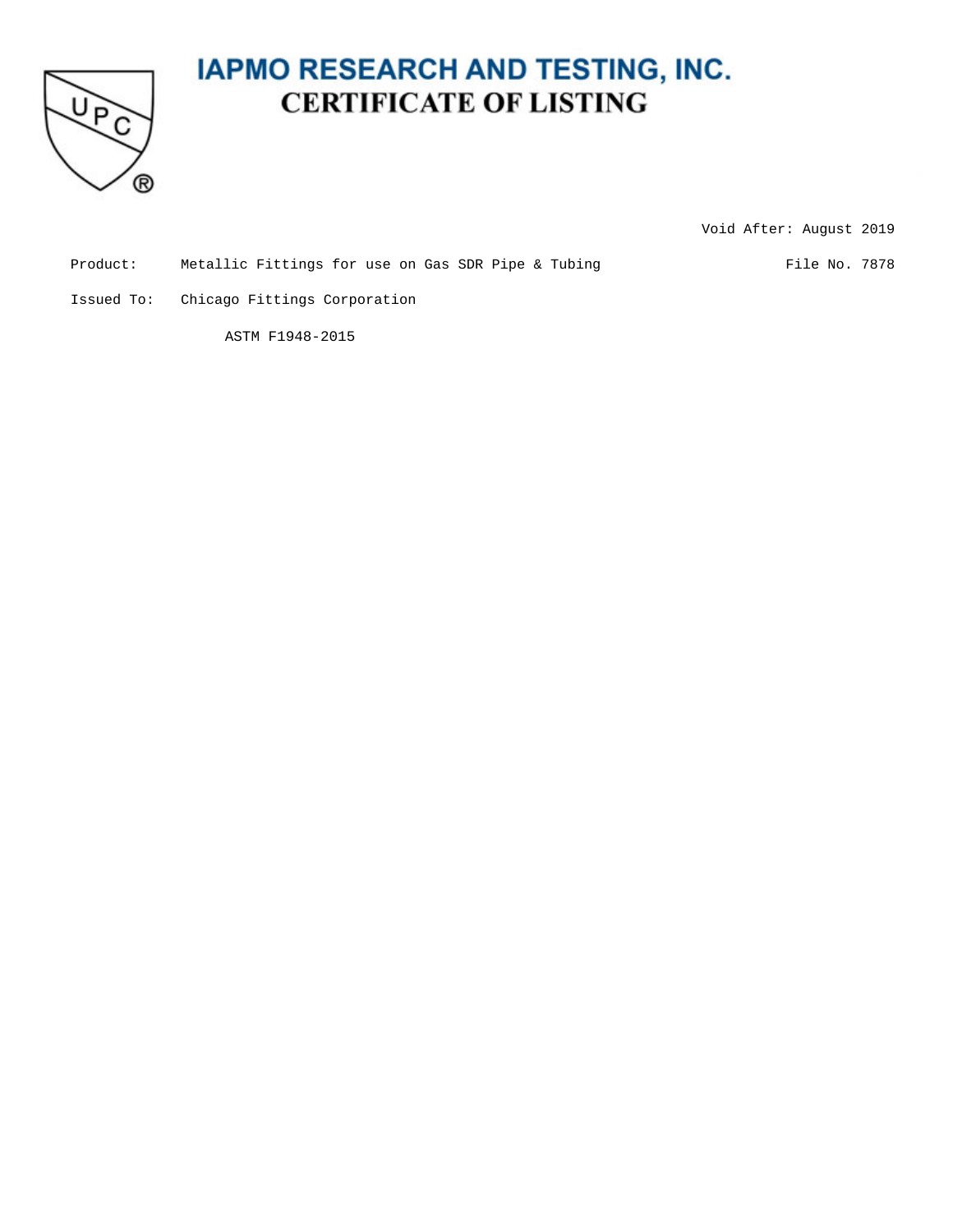# IAPMO RESEARCH AND TESTING, INC.

## CERTIFICATE OF LISTING

Void After: August 2019

Product: Metallic Fittings for use on Gas SDR Pipe & Tubing

File No. 7878

Issued To: Chicago Fittings Corporation

ASTM F1948-2015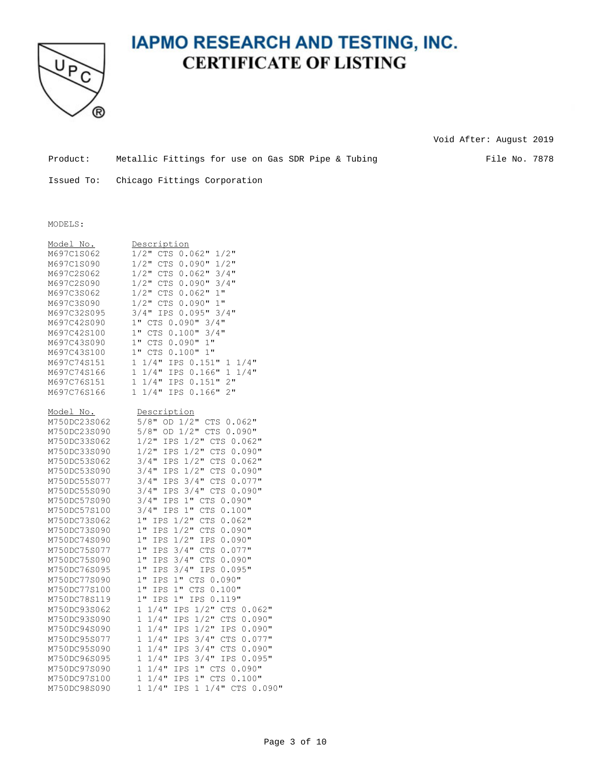# IAPMO RESEARCH AND TESTING, INC.

## CERTIFICATE OF LISTING

Void After: August 2019

Product: Metallic Fittings for use on Gas SDR Pipe & Tubing

File No. 7878

Issued To: Chicago Fittings Corporation

MODELS:

| Model No. | Description |
|---|---|
| M697C1S062 | 1/2" CTS 0.062" 1/2" |
| M697C1S090 | 1/2" CTS 0.090" 1/2" |
| M697C2S062 | 1/2" CTS 0.062" 3/4" |
| M697C2S090 | 1/2" CTS 0.090" 3/4" |
| M697C3S062 | 1/2" CTS 0.062" 1" |
| M697C3S090 | 1/2" CTS 0.090" 1" |
| M697C32S095 | 3/4" IPS 0.095" 3/4" |
| M697C42S090 | 1" CTS 0.090" 3/4" |
| M697C42S100 | 1" CTS 0.100" 3/4" |
| M697C43S090 | 1" CTS 0.090" 1" |
| M697C43S100 | 1" CTS 0.100" 1" |
| M697C74S151 | 1 1/4" IPS 0.151" 1 1/4" |
| M697C74S166 | 1 1/4" IPS 0.166" 1 1/4" |
| M697C76S151 | 1 1/4" IPS 0.151" 2" |
| M697C76S166 | 1 1/4" IPS 0.166" 2" |

| Model No. | Description |
|---|---|
| M750DC23S062 | 5/8" OD 1/2" CTS 0.062" |
| M750DC23S090 | 5/8" OD 1/2" CTS 0.090" |
| M750DC33S062 | 1/2" IPS 1/2" CTS 0.062" |
| M750DC33S090 | 1/2" IPS 1/2" CTS 0.090" |
| M750DC53S062 | 3/4" IPS 1/2" CTS 0.062" |
| M750DC53S090 | 3/4" IPS 1/2" CTS 0.090" |
| M750DC55S077 | 3/4" IPS 3/4" CTS 0.077" |
| M750DC55S090 | 3/4" IPS 3/4" CTS 0.090" |
| M750DC57S090 | 3/4" IPS 1" CTS 0.090" |
| M750DC57S100 | 3/4" IPS 1" CTS 0.100" |
| M750DC73S062 | 1" IPS 1/2" CTS 0.062" |
| M750DC73S090 | 1" IPS 1/2" CTS 0.090" |
| M750DC74S090 | 1" IPS 1/2" IPS 0.090" |
| M750DC75S077 | 1" IPS 3/4" CTS 0.077" |
| M750DC75S090 | 1" IPS 3/4" CTS 0.090" |
| M750DC76S095 | 1" IPS 3/4" IPS 0.095" |
| M750DC77S090 | 1" IPS 1" CTS 0.090" |
| M750DC77S100 | 1" IPS 1" CTS 0.100" |
| M750DC78S119 | 1" IPS 1" IPS 0.119" |
| M750DC93S062 | 1 1/4" IPS 1/2" CTS 0.062" |
| M750DC93S090 | 1 1/4" IPS 1/2" CTS 0.090" |
| M750DC94S090 | 1 1/4" IPS 1/2" IPS 0.090" |
| M750DC95S077 | 1 1/4" IPS 3/4" CTS 0.077" |
| M750DC95S090 | 1 1/4" IPS 3/4" CTS 0.090" |
| M750DC96S095 | 1 1/4" IPS 3/4" IPS 0.095" |
| M750DC97S090 | 1 1/4" IPS 1" CTS 0.090" |
| M750DC97S100 | 1 1/4" IPS 1" CTS 0.100" |
| M750DC98S090 | 1 1/4" IPS 1 1/4" CTS 0.090" |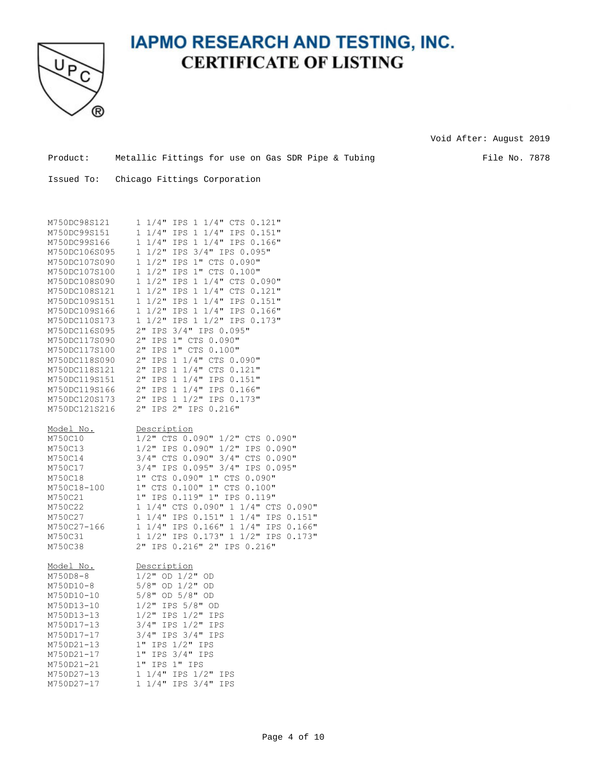# IAPMO RESEARCH AND TESTING, INC.
## CERTIFICATE OF LISTING

Void After: August 2019

Product: Metallic Fittings for use on Gas SDR Pipe & Tubing

File No. 7878

Issued To: Chicago Fittings Corporation

| Model No. | Description |
|---|---|
| M750DC98S121 | 1 1/4" IPS 1 1/4" CTS 0.121" |
| M750DC99S151 | 1 1/4" IPS 1 1/4" IPS 0.151" |
| M750DC99S166 | 1 1/4" IPS 1 1/4" IPS 0.166" |
| M750DC106S095 | 1 1/2" IPS 3/4" IPS 0.095" |
| M750DC107S090 | 1 1/2" IPS 1" CTS 0.090" |
| M750DC107S100 | 1 1/2" IPS 1" CTS 0.100" |
| M750DC108S090 | 1 1/2" IPS 1 1/4" CTS 0.090" |
| M750DC108S121 | 1 1/2" IPS 1 1/4" CTS 0.121" |
| M750DC109S151 | 1 1/2" IPS 1 1/4" IPS 0.151" |
| M750DC109S166 | 1 1/2" IPS 1 1/4" IPS 0.166" |
| M750DC110S173 | 1 1/2" IPS 1 1/2" IPS 0.173" |
| M750DC116S095 | 2" IPS 3/4" IPS 0.095" |
| M750DC117S090 | 2" IPS 1" CTS 0.090" |
| M750DC117S100 | 2" IPS 1" CTS 0.100" |
| M750DC118S090 | 2" IPS 1 1/4" CTS 0.090" |
| M750DC118S121 | 2" IPS 1 1/4" CTS 0.121" |
| M750DC119S151 | 2" IPS 1 1/4" IPS 0.151" |
| M750DC119S166 | 2" IPS 1 1/4" IPS 0.166" |
| M750DC120S173 | 2" IPS 1 1/2" IPS 0.173" |
| M750DC121S216 | 2" IPS 2" IPS 0.216" |

| Model No. | Description |
|---|---|
| M750C10 | 1/2" CTS 0.090" 1/2" CTS 0.090" |
| M750C13 | 1/2" IPS 0.090" 1/2" IPS 0.090" |
| M750C14 | 3/4" CTS 0.090" 3/4" CTS 0.090" |
| M750C17 | 3/4" IPS 0.095" 3/4" IPS 0.095" |
| M750C18 | 1" CTS 0.090" 1" CTS 0.090" |
| M750C18-100 | 1" CTS 0.100" 1" CTS 0.100" |
| M750C21 | 1" IPS 0.119" 1" IPS 0.119" |
| M750C22 | 1 1/4" CTS 0.090" 1 1/4" CTS 0.090" |
| M750C27 | 1 1/4" IPS 0.151" 1 1/4" IPS 0.151" |
| M750C27-166 | 1 1/4" IPS 0.166" 1 1/4" IPS 0.166" |
| M750C31 | 1 1/2" IPS 0.173" 1 1/2" IPS 0.173" |
| M750C38 | 2" IPS 0.216" 2" IPS 0.216" |

| Model No. | Description |
|---|---|
| M750D8-8 | 1/2" OD 1/2" OD |
| M750D10-8 | 5/8" OD 1/2" OD |
| M750D10-10 | 5/8" OD 5/8" OD |
| M750D13-10 | 1/2" IPS 5/8" OD |
| M750D13-13 | 1/2" IPS 1/2" IPS |
| M750D17-13 | 3/4" IPS 1/2" IPS |
| M750D17-17 | 3/4" IPS 3/4" IPS |
| M750D21-13 | 1" IPS 1/2" IPS |
| M750D21-17 | 1" IPS 3/4" IPS |
| M750D21-21 | 1" IPS 1" IPS |
| M750D27-13 | 1 1/4" IPS 1/2" IPS |
| M750D27-17 | 1 1/4" IPS 3/4" IPS |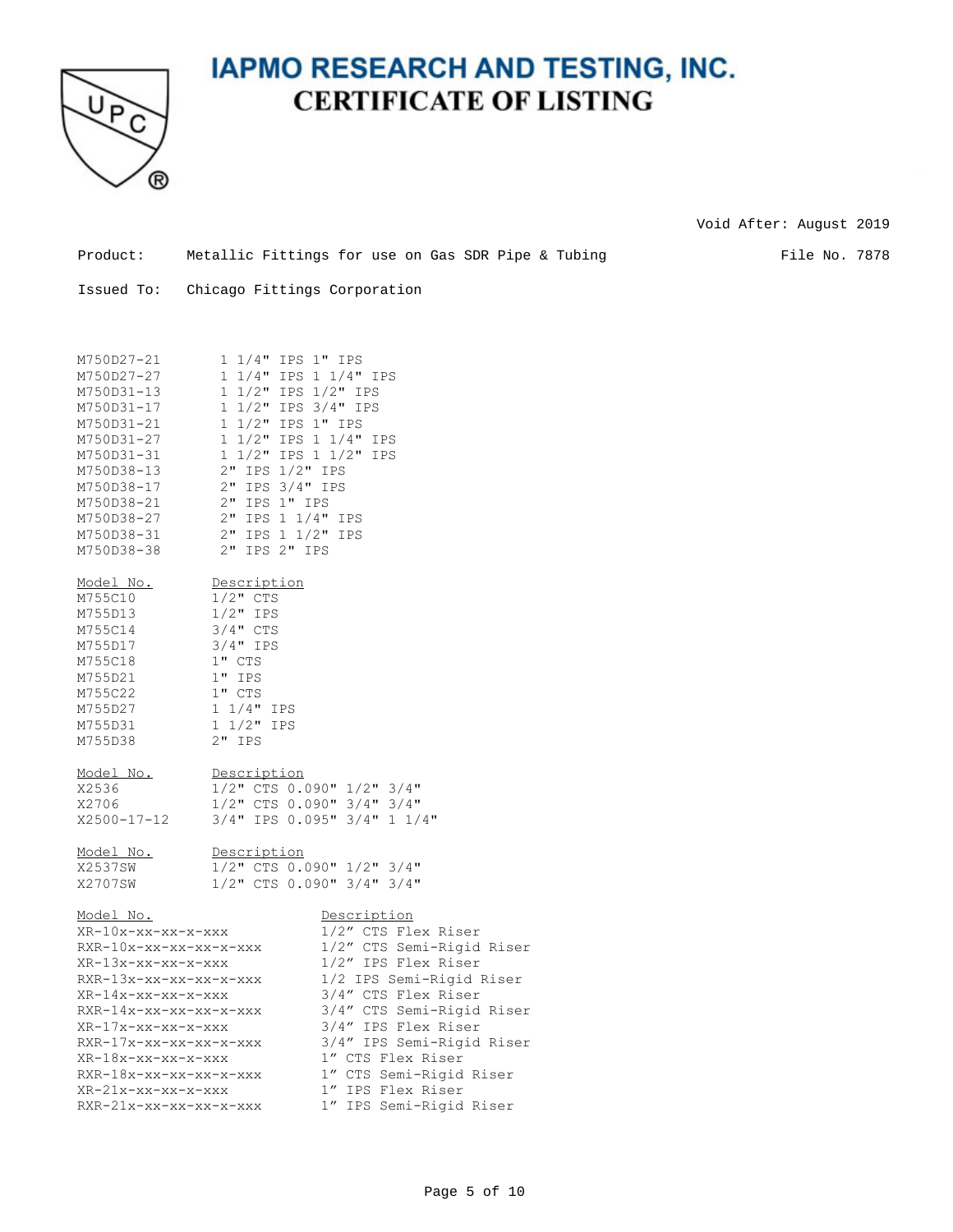# IAPMO RESEARCH AND TESTING, INC.

## CERTIFICATE OF LISTING

Void After: August 2019

Product: Metallic Fittings for use on Gas SDR Pipe & Tubing

File No. 7878

Issued To: Chicago Fittings Corporation

| | |
|---|---|
| M750D27-21 | 1 1/4" IPS 1" IPS |
| M750D27-27 | 1 1/4" IPS 1 1/4" IPS |
| M750D31-13 | 1 1/2" IPS 1/2" IPS |
| M750D31-17 | 1 1/2" IPS 3/4" IPS |
| M750D31-21 | 1 1/2" IPS 1" IPS |
| M750D31-27 | 1 1/2" IPS 1 1/4" IPS |
| M750D31-31 | 1 1/2" IPS 1 1/2" IPS |
| M750D38-13 | 2" IPS 1/2" IPS |
| M750D38-17 | 2" IPS 3/4" IPS |
| M750D38-21 | 2" IPS 1" IPS |
| M750D38-27 | 2" IPS 1 1/4" IPS |
| M750D38-31 | 2" IPS 1 1/2" IPS |
| M750D38-38 | 2" IPS 2" IPS |

| Model No. | Description |
|---|---|
| M755C10 | 1/2" CTS |
| M755D13 | 1/2" IPS |
| M755C14 | 3/4" CTS |
| M755D17 | 3/4" IPS |
| M755C18 | 1" CTS |
| M755D21 | 1" IPS |
| M755C22 | 1" CTS |
| M755D27 | 1 1/4" IPS |
| M755D31 | 1 1/2" IPS |
| M755D38 | 2" IPS |

| Model No. | Description |
|---|---|
| X2536 | 1/2" CTS 0.090" 1/2" 3/4" |
| X2706 | 1/2" CTS 0.090" 3/4" 3/4" |
| X2500-17-12 | 3/4" IPS 0.095" 3/4" 1 1/4" |

| Model No. | Description |
|---|---|
| X2537SW | 1/2" CTS 0.090" 1/2" 3/4" |
| X2707SW | 1/2" CTS 0.090" 3/4" 3/4" |

| Model No. | Description |
|---|---|
| XR-10x-xx-xx-x-xxx | 1/2" CTS Flex Riser |
| RXR-10x-xx-xx-xx-x-xxx | 1/2" CTS Semi-Rigid Riser |
| XR-13x-xx-xx-x-xxx | 1/2" IPS Flex Riser |
| RXR-13x-xx-xx-xx-x-xxx | 1/2 IPS Semi-Rigid Riser |
| XR-14x-xx-xx-x-xxx | 3/4" CTS Flex Riser |
| RXR-14x-xx-xx-xx-x-xxx | 3/4" CTS Semi-Rigid Riser |
| XR-17x-xx-xx-x-xxx | 3/4" IPS Flex Riser |
| RXR-17x-xx-xx-xx-x-xxx | 3/4" IPS Semi-Rigid Riser |
| XR-18x-xx-xx-x-xxx | 1" CTS Flex Riser |
| RXR-18x-xx-xx-xx-x-xxx | 1" CTS Semi-Rigid Riser |
| XR-21x-xx-xx-x-xxx | 1" IPS Flex Riser |
| RXR-21x-xx-xx-xx-x-xxx | 1" IPS Semi-Rigid Riser |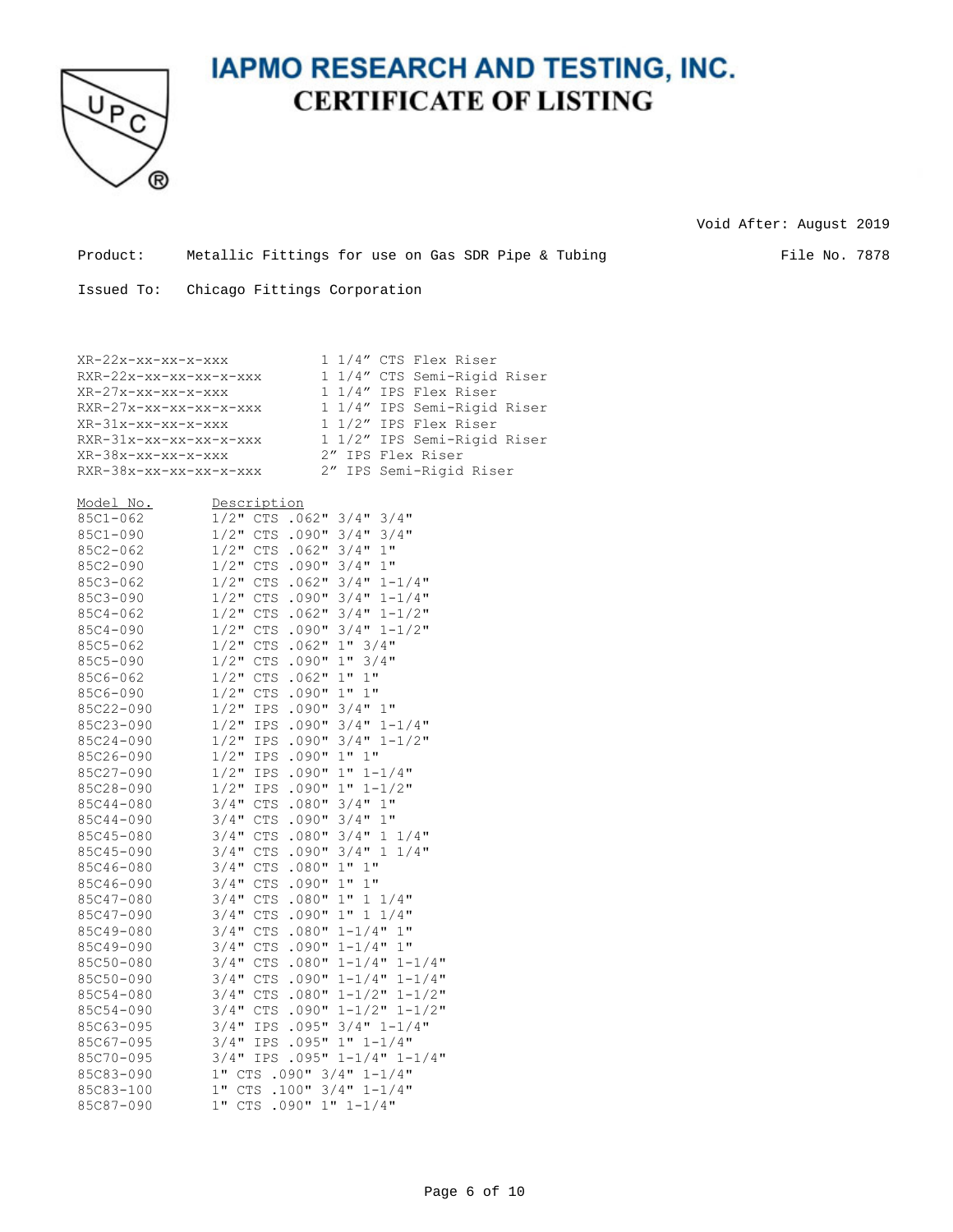# IAPMO RESEARCH AND TESTING, INC.

## CERTIFICATE OF LISTING

Void After: August 2019

Product: Metallic Fittings for use on Gas SDR Pipe & Tubing

File No. 7878

Issued To: Chicago Fittings Corporation

| | |
|---|---|
| XR-22x-xx-xx-x-xxx | 1 1/4" CTS Flex Riser |
| RXR-22x-xx-xx-xx-x-xxx | 1 1/4" CTS Semi-Rigid Riser |
| XR-27x-xx-xx-x-xxx | 1 1/4" IPS Flex Riser |
| RXR-27x-xx-xx-xx-x-xxx | 1 1/4" IPS Semi-Rigid Riser |
| XR-31x-xx-xx-x-xxx | 1 1/2" IPS Flex Riser |
| RXR-31x-xx-xx-xx-x-xxx | 1 1/2" IPS Semi-Rigid Riser |
| XR-38x-xx-xx-x-xxx | 2" IPS Flex Riser |
| RXR-38x-xx-xx-xx-x-xxx | 2" IPS Semi-Rigid Riser |

| Model No. | Description |
|---|---|
| 85C1-062 | 1/2" CTS .062" 3/4" 3/4" |
| 85C1-090 | 1/2" CTS .090" 3/4" 3/4" |
| 85C2-062 | 1/2" CTS .062" 3/4" 1" |
| 85C2-090 | 1/2" CTS .090" 3/4" 1" |
| 85C3-062 | 1/2" CTS .062" 3/4" 1-1/4" |
| 85C3-090 | 1/2" CTS .090" 3/4" 1-1/4" |
| 85C4-062 | 1/2" CTS .062" 3/4" 1-1/2" |
| 85C4-090 | 1/2" CTS .090" 3/4" 1-1/2" |
| 85C5-062 | 1/2" CTS .062" 1" 3/4" |
| 85C5-090 | 1/2" CTS .090" 1" 3/4" |
| 85C6-062 | 1/2" CTS .062" 1" 1" |
| 85C6-090 | 1/2" CTS .090" 1" 1" |
| 85C22-090 | 1/2" IPS .090" 3/4" 1" |
| 85C23-090 | 1/2" IPS .090" 3/4" 1-1/4" |
| 85C24-090 | 1/2" IPS .090" 3/4" 1-1/2" |
| 85C26-090 | 1/2" IPS .090" 1" 1" |
| 85C27-090 | 1/2" IPS .090" 1" 1-1/4" |
| 85C28-090 | 1/2" IPS .090" 1" 1-1/2" |
| 85C44-080 | 3/4" CTS .080" 3/4" 1" |
| 85C44-090 | 3/4" CTS .090" 3/4" 1" |
| 85C45-080 | 3/4" CTS .080" 3/4" 1 1/4" |
| 85C45-090 | 3/4" CTS .090" 3/4" 1 1/4" |
| 85C46-080 | 3/4" CTS .080" 1" 1" |
| 85C46-090 | 3/4" CTS .090" 1" 1" |
| 85C47-080 | 3/4" CTS .080" 1" 1 1/4" |
| 85C47-090 | 3/4" CTS .090" 1" 1 1/4" |
| 85C49-080 | 3/4" CTS .080" 1-1/4" 1" |
| 85C49-090 | 3/4" CTS .090" 1-1/4" 1" |
| 85C50-080 | 3/4" CTS .080" 1-1/4" 1-1/4" |
| 85C50-090 | 3/4" CTS .090" 1-1/4" 1-1/4" |
| 85C54-080 | 3/4" CTS .080" 1-1/2" 1-1/2" |
| 85C54-090 | 3/4" CTS .090" 1-1/2" 1-1/2" |
| 85C63-095 | 3/4" IPS .095" 3/4" 1-1/4" |
| 85C67-095 | 3/4" IPS .095" 1" 1-1/4" |
| 85C70-095 | 3/4" IPS .095" 1-1/4" 1-1/4" |
| 85C83-090 | 1" CTS .090" 3/4" 1-1/4" |
| 85C83-100 | 1" CTS .100" 3/4" 1-1/4" |
| 85C87-090 | 1" CTS .090" 1" 1-1/4" |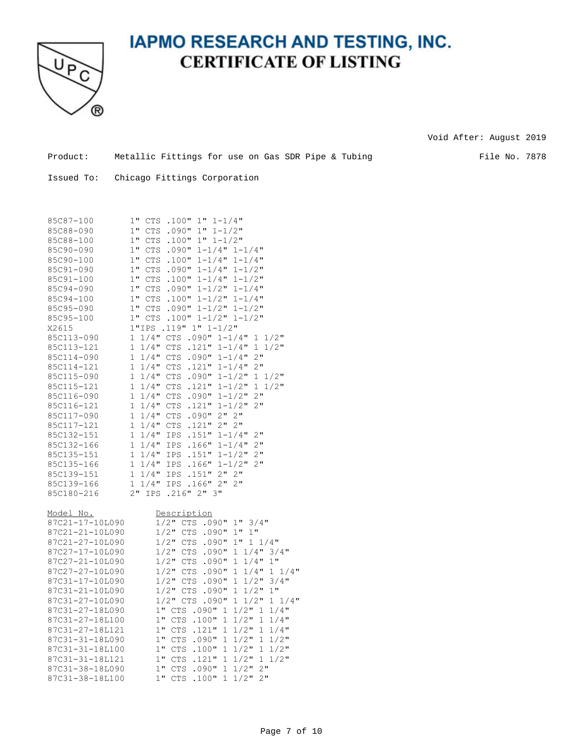# IAPMO RESEARCH AND TESTING, INC.
## CERTIFICATE OF LISTING

Void After: August 2019

Product: Metallic Fittings for use on Gas SDR Pipe & Tubing

File No. 7878

Issued To: Chicago Fittings Corporation

| | |
|---|---|
| 85C87-100 | 1" CTS .100" 1" 1-1/4" |
| 85C88-090 | 1" CTS .090" 1" 1-1/2" |
| 85C88-100 | 1" CTS .100" 1" 1-1/2" |
| 85C90-090 | 1" CTS .090" 1-1/4" 1-1/4" |
| 85C90-100 | 1" CTS .100" 1-1/4" 1-1/4" |
| 85C91-090 | 1" CTS .090" 1-1/4" 1-1/2" |
| 85C91-100 | 1" CTS .100" 1-1/4" 1-1/2" |
| 85C94-090 | 1" CTS .090" 1-1/2" 1-1/4" |
| 85C94-100 | 1" CTS .100" 1-1/2" 1-1/4" |
| 85C95-090 | 1" CTS .090" 1-1/2" 1-1/2" |
| 85C95-100 | 1" CTS .100" 1-1/2" 1-1/2" |
| X2615 | 1"IPS .119" 1" 1-1/2" |
| 85C113-090 | 1 1/4" CTS .090" 1-1/4" 1 1/2" |
| 85C113-121 | 1 1/4" CTS .121" 1-1/4" 1 1/2" |
| 85C114-090 | 1 1/4" CTS .090" 1-1/4" 2" |
| 85C114-121 | 1 1/4" CTS .121" 1-1/4" 2" |
| 85C115-090 | 1 1/4" CTS .090" 1-1/2" 1 1/2" |
| 85C115-121 | 1 1/4" CTS .121" 1-1/2" 1 1/2" |
| 85C116-090 | 1 1/4" CTS .090" 1-1/2" 2" |
| 85C116-121 | 1 1/4" CTS .121" 1-1/2" 2" |
| 85C117-090 | 1 1/4" CTS .090" 2" 2" |
| 85C117-121 | 1 1/4" CTS .121" 2" 2" |
| 85C132-151 | 1 1/4" IPS .151" 1-1/4" 2" |
| 85C132-166 | 1 1/4" IPS .166" 1-1/4" 2" |
| 85C135-151 | 1 1/4" IPS .151" 1-1/2" 2" |
| 85C135-166 | 1 1/4" IPS .166" 1-1/2" 2" |
| 85C139-151 | 1 1/4" IPS .151" 2" 2" |
| 85C139-166 | 1 1/4" IPS .166" 2" 2" |
| 85C180-216 | 2" IPS .216" 2" 3" |

| Model No. | Description |
|---|---|
| 87C21-17-10L090 | 1/2" CTS .090" 1" 3/4" |
| 87C21-21-10L090 | 1/2" CTS .090" 1" 1" |
| 87C21-27-10L090 | 1/2" CTS .090" 1" 1 1/4" |
| 87C27-17-10L090 | 1/2" CTS .090" 1 1/4" 3/4" |
| 87C27-21-10L090 | 1/2" CTS .090" 1 1/4" 1" |
| 87C27-27-10L090 | 1/2" CTS .090" 1 1/4" 1 1/4" |
| 87C31-17-10L090 | 1/2" CTS .090" 1 1/2" 3/4" |
| 87C31-21-10L090 | 1/2" CTS .090" 1 1/2" 1" |
| 87C31-27-10L090 | 1/2" CTS .090" 1 1/2" 1 1/4" |
| 87C31-27-18L090 | 1" CTS .090" 1 1/2" 1 1/4" |
| 87C31-27-18L100 | 1" CTS .100" 1 1/2" 1 1/4" |
| 87C31-27-18L121 | 1" CTS .121" 1 1/2" 1 1/4" |
| 87C31-31-18L090 | 1" CTS .090" 1 1/2" 1 1/2" |
| 87C31-31-18L100 | 1" CTS .100" 1 1/2" 1 1/2" |
| 87C31-31-18L121 | 1" CTS .121" 1 1/2" 1 1/2" |
| 87C31-38-18L090 | 1" CTS .090" 1 1/2" 2" |
| 87C31-38-18L100 | 1" CTS .100" 1 1/2" 2" |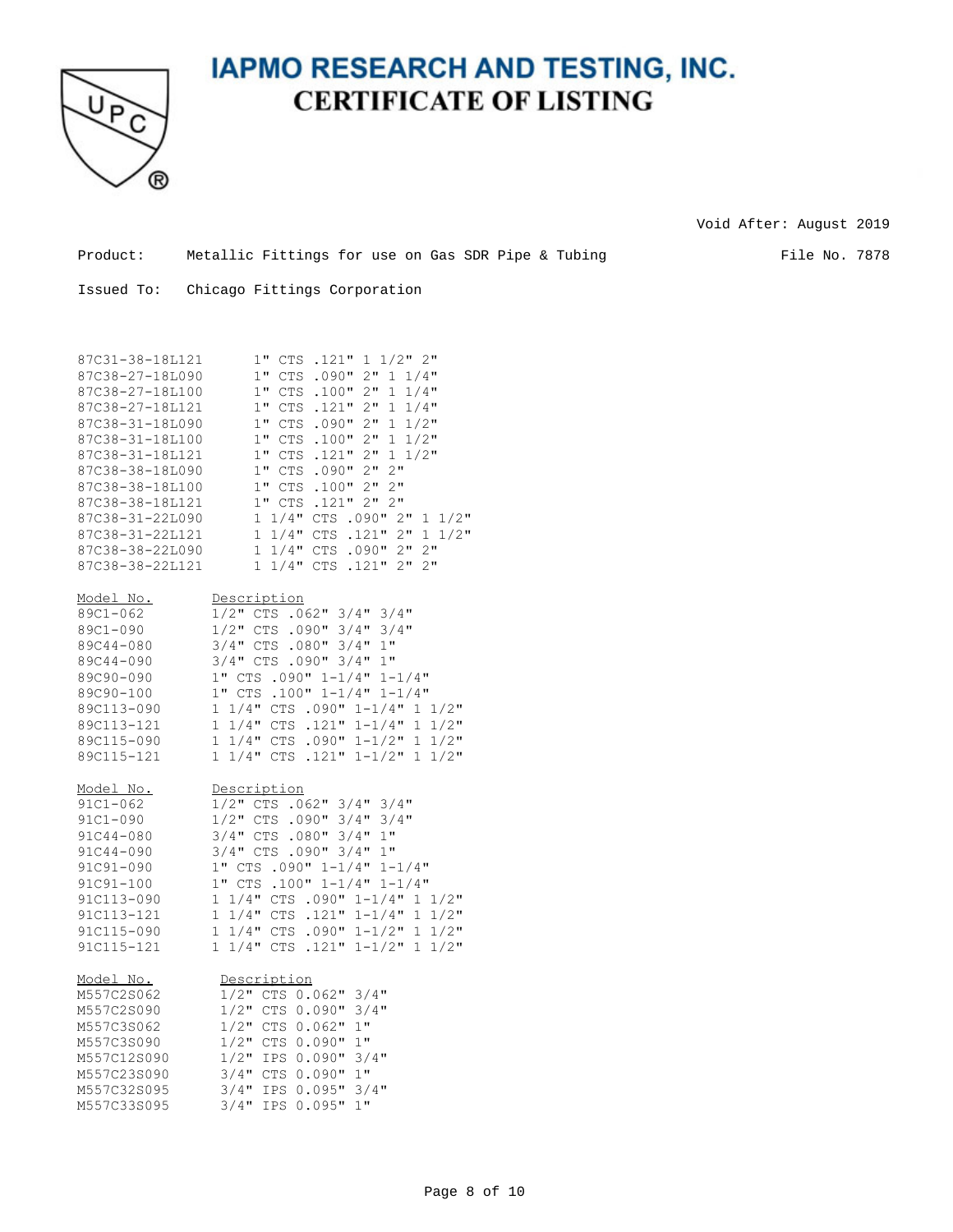# IAPMO RESEARCH AND TESTING, INC.

## CERTIFICATE OF LISTING

Void After: August 2019

Product: Metallic Fittings for use on Gas SDR Pipe & Tubing

File No. 7878

Issued To: Chicago Fittings Corporation

| | |
|---|---|
| 87C31-38-18L121 | 1" CTS .121" 1 1/2" 2" |
| 87C38-27-18L090 | 1" CTS .090" 2" 1 1/4" |
| 87C38-27-18L100 | 1" CTS .100" 2" 1 1/4" |
| 87C38-27-18L121 | 1" CTS .121" 2" 1 1/4" |
| 87C38-31-18L090 | 1" CTS .090" 2" 1 1/2" |
| 87C38-31-18L100 | 1" CTS .100" 2" 1 1/2" |
| 87C38-31-18L121 | 1" CTS .121" 2" 1 1/2" |
| 87C38-38-18L090 | 1" CTS .090" 2" 2" |
| 87C38-38-18L100 | 1" CTS .100" 2" 2" |
| 87C38-38-18L121 | 1" CTS .121" 2" 2" |
| 87C38-31-22L090 | 1 1/4" CTS .090" 2" 1 1/2" |
| 87C38-31-22L121 | 1 1/4" CTS .121" 2" 1 1/2" |
| 87C38-38-22L090 | 1 1/4" CTS .090" 2" 2" |
| 87C38-38-22L121 | 1 1/4" CTS .121" 2" 2" |

| Model No. | Description |
|---|---|
| 89C1-062 | 1/2" CTS .062" 3/4" 3/4" |
| 89C1-090 | 1/2" CTS .090" 3/4" 3/4" |
| 89C44-080 | 3/4" CTS .080" 3/4" 1" |
| 89C44-090 | 3/4" CTS .090" 3/4" 1" |
| 89C90-090 | 1" CTS .090" 1-1/4" 1-1/4" |
| 89C90-100 | 1" CTS .100" 1-1/4" 1-1/4" |
| 89C113-090 | 1 1/4" CTS .090" 1-1/4" 1 1/2" |
| 89C113-121 | 1 1/4" CTS .121" 1-1/4" 1 1/2" |
| 89C115-090 | 1 1/4" CTS .090" 1-1/2" 1 1/2" |
| 89C115-121 | 1 1/4" CTS .121" 1-1/2" 1 1/2" |

| Model No. | Description |
|---|---|
| 91C1-062 | 1/2" CTS .062" 3/4" 3/4" |
| 91C1-090 | 1/2" CTS .090" 3/4" 3/4" |
| 91C44-080 | 3/4" CTS .080" 3/4" 1" |
| 91C44-090 | 3/4" CTS .090" 3/4" 1" |
| 91C91-090 | 1" CTS .090" 1-1/4" 1-1/4" |
| 91C91-100 | 1" CTS .100" 1-1/4" 1-1/4" |
| 91C113-090 | 1 1/4" CTS .090" 1-1/4" 1 1/2" |
| 91C113-121 | 1 1/4" CTS .121" 1-1/4" 1 1/2" |
| 91C115-090 | 1 1/4" CTS .090" 1-1/2" 1 1/2" |
| 91C115-121 | 1 1/4" CTS .121" 1-1/2" 1 1/2" |

| Model No. | Description |
|---|---|
| M557C2S062 | 1/2" CTS 0.062" 3/4" |
| M557C2S090 | 1/2" CTS 0.090" 3/4" |
| M557C3S062 | 1/2" CTS 0.062" 1" |
| M557C3S090 | 1/2" CTS 0.090" 1" |
| M557C12S090 | 1/2" IPS 0.090" 3/4" |
| M557C23S090 | 3/4" CTS 0.090" 1" |
| M557C32S095 | 3/4" IPS 0.095" 3/4" |
| M557C33S095 | 3/4" IPS 0.095" 1" |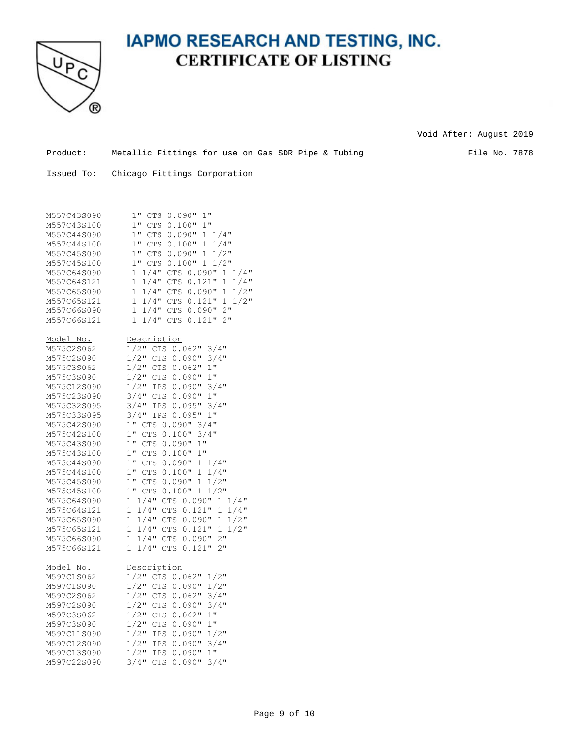# IAPMO RESEARCH AND TESTING, INC.

## CERTIFICATE OF LISTING

Void After: August 2019

Product: Metallic Fittings for use on Gas SDR Pipe & Tubing

File No. 7878

Issued To: Chicago Fittings Corporation

| | |
|---|---|
| M557C43S090 | 1" CTS 0.090" 1" |
| M557C43S100 | 1" CTS 0.100" 1" |
| M557C44S090 | 1" CTS 0.090" 1 1/4" |
| M557C44S100 | 1" CTS 0.100" 1 1/4" |
| M557C45S090 | 1" CTS 0.090" 1 1/2" |
| M557C45S100 | 1" CTS 0.100" 1 1/2" |
| M557C64S090 | 1 1/4" CTS 0.090" 1 1/4" |
| M557C64S121 | 1 1/4" CTS 0.121" 1 1/4" |
| M557C65S090 | 1 1/4" CTS 0.090" 1 1/2" |
| M557C65S121 | 1 1/4" CTS 0.121" 1 1/2" |
| M557C66S090 | 1 1/4" CTS 0.090" 2" |
| M557C66S121 | 1 1/4" CTS 0.121" 2" |

| Model No. | Description |
|---|---|
| M575C2S062 | 1/2" CTS 0.062" 3/4" |
| M575C2S090 | 1/2" CTS 0.090" 3/4" |
| M575C3S062 | 1/2" CTS 0.062" 1" |
| M575C3S090 | 1/2" CTS 0.090" 1" |
| M575C12S090 | 1/2" IPS 0.090" 3/4" |
| M575C23S090 | 3/4" CTS 0.090" 1" |
| M575C32S095 | 3/4" IPS 0.095" 3/4" |
| M575C33S095 | 3/4" IPS 0.095" 1" |
| M575C42S090 | 1" CTS 0.090" 3/4" |
| M575C42S100 | 1" CTS 0.100" 3/4" |
| M575C43S090 | 1" CTS 0.090" 1" |
| M575C43S100 | 1" CTS 0.100" 1" |
| M575C44S090 | 1" CTS 0.090" 1 1/4" |
| M575C44S100 | 1" CTS 0.100" 1 1/4" |
| M575C45S090 | 1" CTS 0.090" 1 1/2" |
| M575C45S100 | 1" CTS 0.100" 1 1/2" |
| M575C64S090 | 1 1/4" CTS 0.090" 1 1/4" |
| M575C64S121 | 1 1/4" CTS 0.121" 1 1/4" |
| M575C65S090 | 1 1/4" CTS 0.090" 1 1/2" |
| M575C65S121 | 1 1/4" CTS 0.121" 1 1/2" |
| M575C66S090 | 1 1/4" CTS 0.090" 2" |
| M575C66S121 | 1 1/4" CTS 0.121" 2" |

| Model No. | Description |
|---|---|
| M597C1S062 | 1/2" CTS 0.062" 1/2" |
| M597C1S090 | 1/2" CTS 0.090" 1/2" |
| M597C2S062 | 1/2" CTS 0.062" 3/4" |
| M597C2S090 | 1/2" CTS 0.090" 3/4" |
| M597C3S062 | 1/2" CTS 0.062" 1" |
| M597C3S090 | 1/2" CTS 0.090" 1" |
| M597C11S090 | 1/2" IPS 0.090" 1/2" |
| M597C12S090 | 1/2" IPS 0.090" 3/4" |
| M597C13S090 | 1/2" IPS 0.090" 1" |
| M597C22S090 | 3/4" CTS 0.090" 3/4" |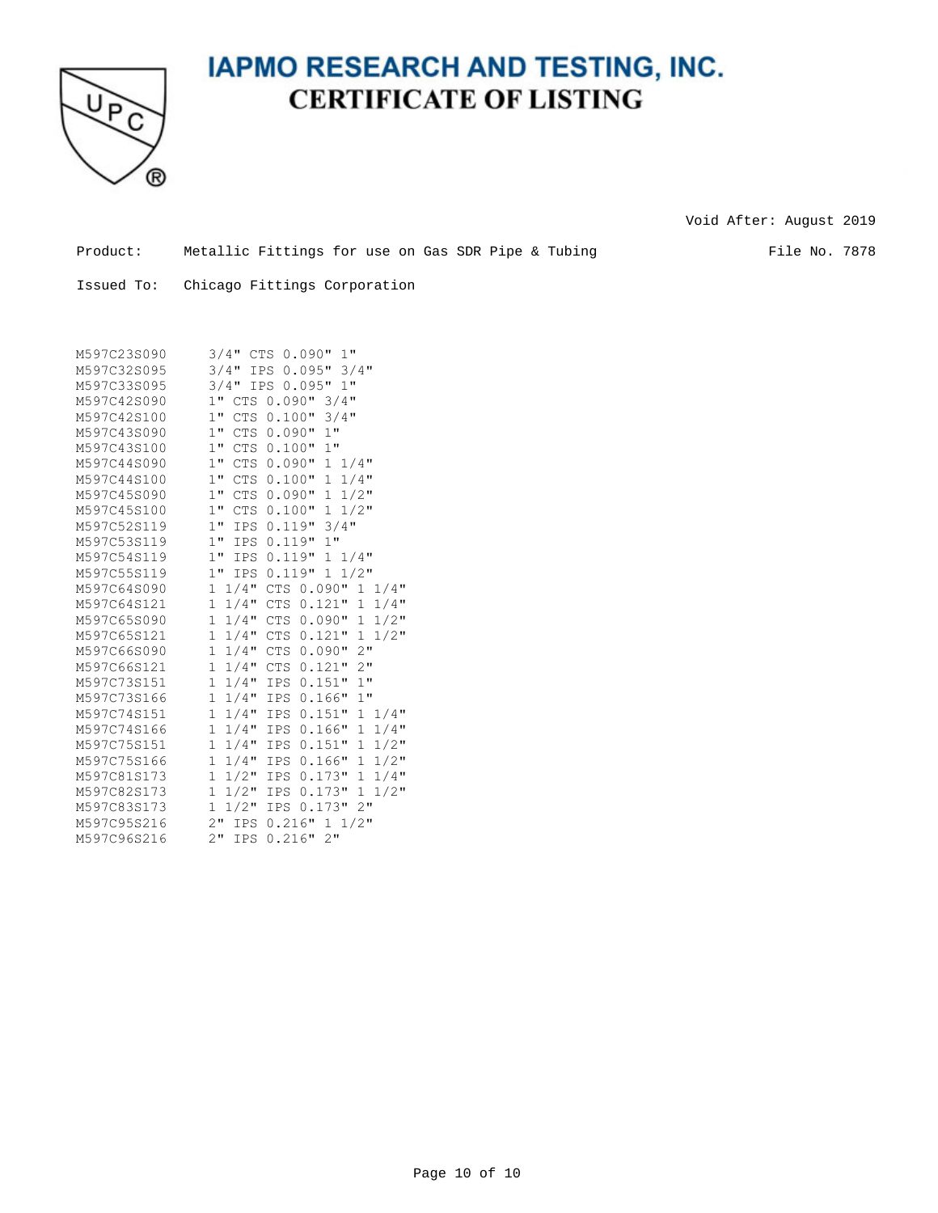# IAPMO RESEARCH AND TESTING, INC.
## CERTIFICATE OF LISTING

Void After: August 2019

Product: Metallic Fittings for use on Gas SDR Pipe & Tubing

File No. 7878

Issued To: Chicago Fittings Corporation

| | |
|---|---|
| M597C23S090 | 3/4" CTS 0.090" 1" |
| M597C32S095 | 3/4" IPS 0.095" 3/4" |
| M597C33S095 | 3/4" IPS 0.095" 1" |
| M597C42S090 | 1" CTS 0.090" 3/4" |
| M597C42S100 | 1" CTS 0.100" 3/4" |
| M597C43S090 | 1" CTS 0.090" 1" |
| M597C43S100 | 1" CTS 0.100" 1" |
| M597C44S090 | 1" CTS 0.090" 1 1/4" |
| M597C44S100 | 1" CTS 0.100" 1 1/4" |
| M597C45S090 | 1" CTS 0.090" 1 1/2" |
| M597C45S100 | 1" CTS 0.100" 1 1/2" |
| M597C52S119 | 1" IPS 0.119" 3/4" |
| M597C53S119 | 1" IPS 0.119" 1" |
| M597C54S119 | 1" IPS 0.119" 1 1/4" |
| M597C55S119 | 1" IPS 0.119" 1 1/2" |
| M597C64S090 | 1 1/4" CTS 0.090" 1 1/4" |
| M597C64S121 | 1 1/4" CTS 0.121" 1 1/4" |
| M597C65S090 | 1 1/4" CTS 0.090" 1 1/2" |
| M597C65S121 | 1 1/4" CTS 0.121" 1 1/2" |
| M597C66S090 | 1 1/4" CTS 0.090" 2" |
| M597C66S121 | 1 1/4" CTS 0.121" 2" |
| M597C73S151 | 1 1/4" IPS 0.151" 1" |
| M597C73S166 | 1 1/4" IPS 0.166" 1" |
| M597C74S151 | 1 1/4" IPS 0.151" 1 1/4" |
| M597C74S166 | 1 1/4" IPS 0.166" 1 1/4" |
| M597C75S151 | 1 1/4" IPS 0.151" 1 1/2" |
| M597C75S166 | 1 1/4" IPS 0.166" 1 1/2" |
| M597C81S173 | 1 1/2" IPS 0.173" 1 1/4" |
| M597C82S173 | 1 1/2" IPS 0.173" 1 1/2" |
| M597C83S173 | 1 1/2" IPS 0.173" 2" |
| M597C95S216 | 2" IPS 0.216" 1 1/2" |
| M597C96S216 | 2" IPS 0.216" 2" |